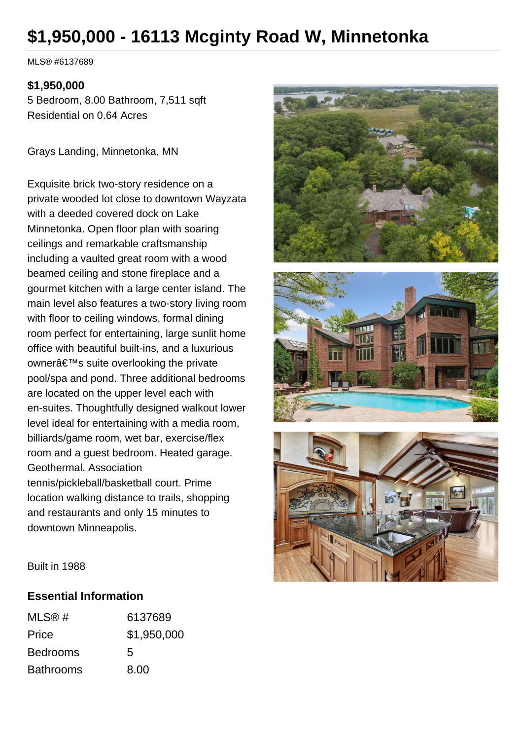# $1,950,000 - 16113 Mcginty Road W, Minnetonka

MLS® #6137689

**$1,950,000**
5 Bedroom, 8.00 Bathroom, 7,511 sqft
Residential on 0.64 Acres

Grays Landing, Minnetonka, MN

Exquisite brick two-story residence on a private wooded lot close to downtown Wayzata with a deeded covered dock on Lake Minnetonka. Open floor plan with soaring ceilings and remarkable craftsmanship including a vaulted great room with a wood beamed ceiling and stone fireplace and a gourmet kitchen with a large center island. The main level also features a two-story living room with floor to ceiling windows, formal dining room perfect for entertaining, large sunlit home office with beautiful built-ins, and a luxurious ownerâ€™s suite overlooking the private pool/spa and pond. Three additional bedrooms are located on the upper level each with en-suites. Thoughtfully designed walkout lower level ideal for entertaining with a media room, billiards/game room, wet bar, exercise/flex room and a guest bedroom. Heated garage. Geothermal. Association tennis/pickleball/basketball court. Prime location walking distance to trails, shopping and restaurants and only 15 minutes to downtown Minneapolis.

Built in 1988

## Essential Information

| | |
|---|---|
| MLS® # | 6137689 |
| Price | $1,950,000 |
| Bedrooms | 5 |
| Bathrooms | 8.00 |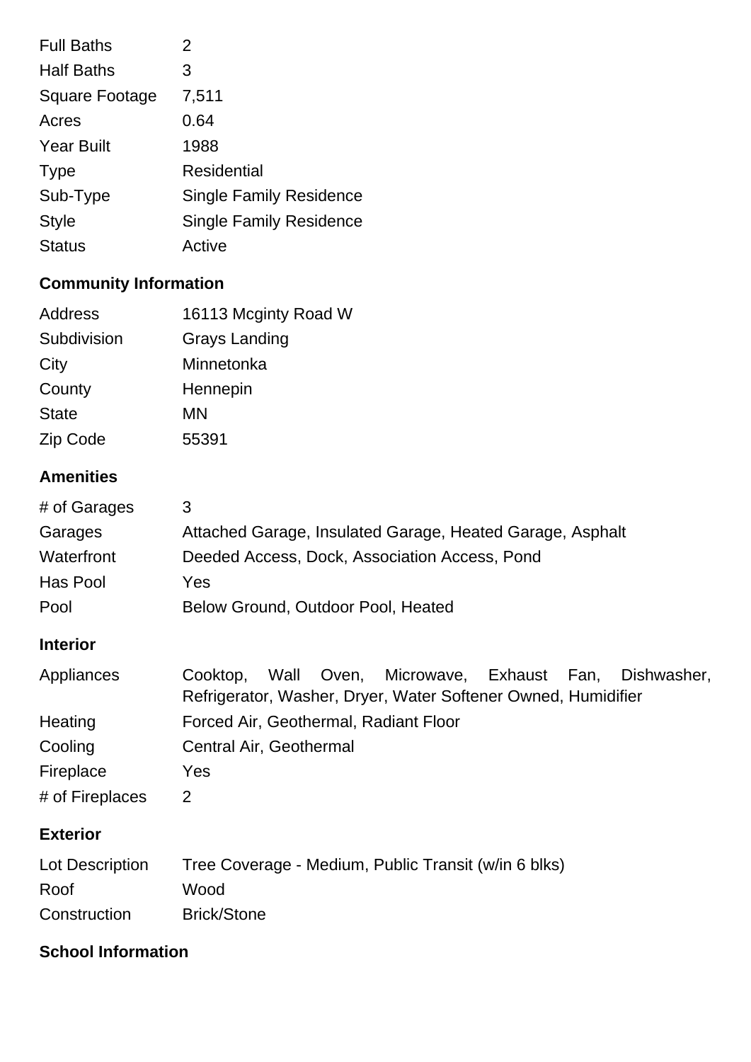| | |
|---|---|
| Full Baths | 2 |
| Half Baths | 3 |
| Square Footage | 7,511 |
| Acres | 0.64 |
| Year Built | 1988 |
| Type | Residential |
| Sub-Type | Single Family Residence |
| Style | Single Family Residence |
| Status | Active |

## Community Information

| | |
|---|---|
| Address | 16113 Mcginty Road W |
| Subdivision | Grays Landing |
| City | Minnetonka |
| County | Hennepin |
| State | MN |
| Zip Code | 55391 |

## Amenities

| | |
|---|---|
| # of Garages | 3 |
| Garages | Attached Garage, Insulated Garage, Heated Garage, Asphalt |
| Waterfront | Deeded Access, Dock, Association Access, Pond |
| Has Pool | Yes |
| Pool | Below Ground, Outdoor Pool, Heated |

## Interior

| | |
|---|---|
| Appliances | Cooktop, Wall Oven, Microwave, Exhaust Fan, Dishwasher, Refrigerator, Washer, Dryer, Water Softener Owned, Humidifier |
| Heating | Forced Air, Geothermal, Radiant Floor |
| Cooling | Central Air, Geothermal |
| Fireplace | Yes |
| # of Fireplaces | 2 |

## Exterior

| | |
|---|---|
| Lot Description | Tree Coverage - Medium, Public Transit (w/in 6 blks) |
| Roof | Wood |
| Construction | Brick/Stone |

## School Information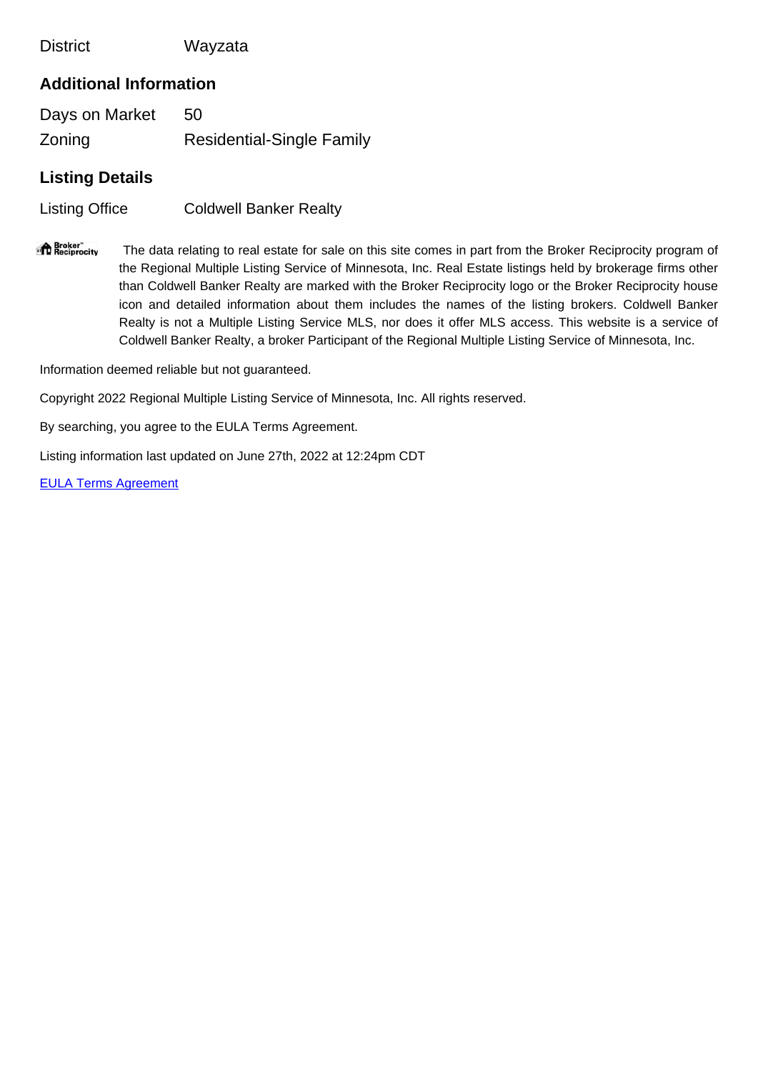| | |
|---|---|
| District | Wayzata |

## Additional Information

| | |
|---|---|
| Days on Market | 50 |
| Zoning | Residential-Single Family |

## Listing Details

| | |
|---|---|
| Listing Office | Coldwell Banker Realty |

The data relating to real estate for sale on this site comes in part from the Broker Reciprocity program of the Regional Multiple Listing Service of Minnesota, Inc. Real Estate listings held by brokerage firms other than Coldwell Banker Realty are marked with the Broker Reciprocity logo or the Broker Reciprocity house icon and detailed information about them includes the names of the listing brokers. Coldwell Banker Realty is not a Multiple Listing Service MLS, nor does it offer MLS access. This website is a service of Coldwell Banker Realty, a broker Participant of the Regional Multiple Listing Service of Minnesota, Inc.

Information deemed reliable but not guaranteed.

Copyright 2022 Regional Multiple Listing Service of Minnesota, Inc. All rights reserved.

By searching, you agree to the EULA Terms Agreement.

Listing information last updated on June 27th, 2022 at 12:24pm CDT

EULA Terms Agreement